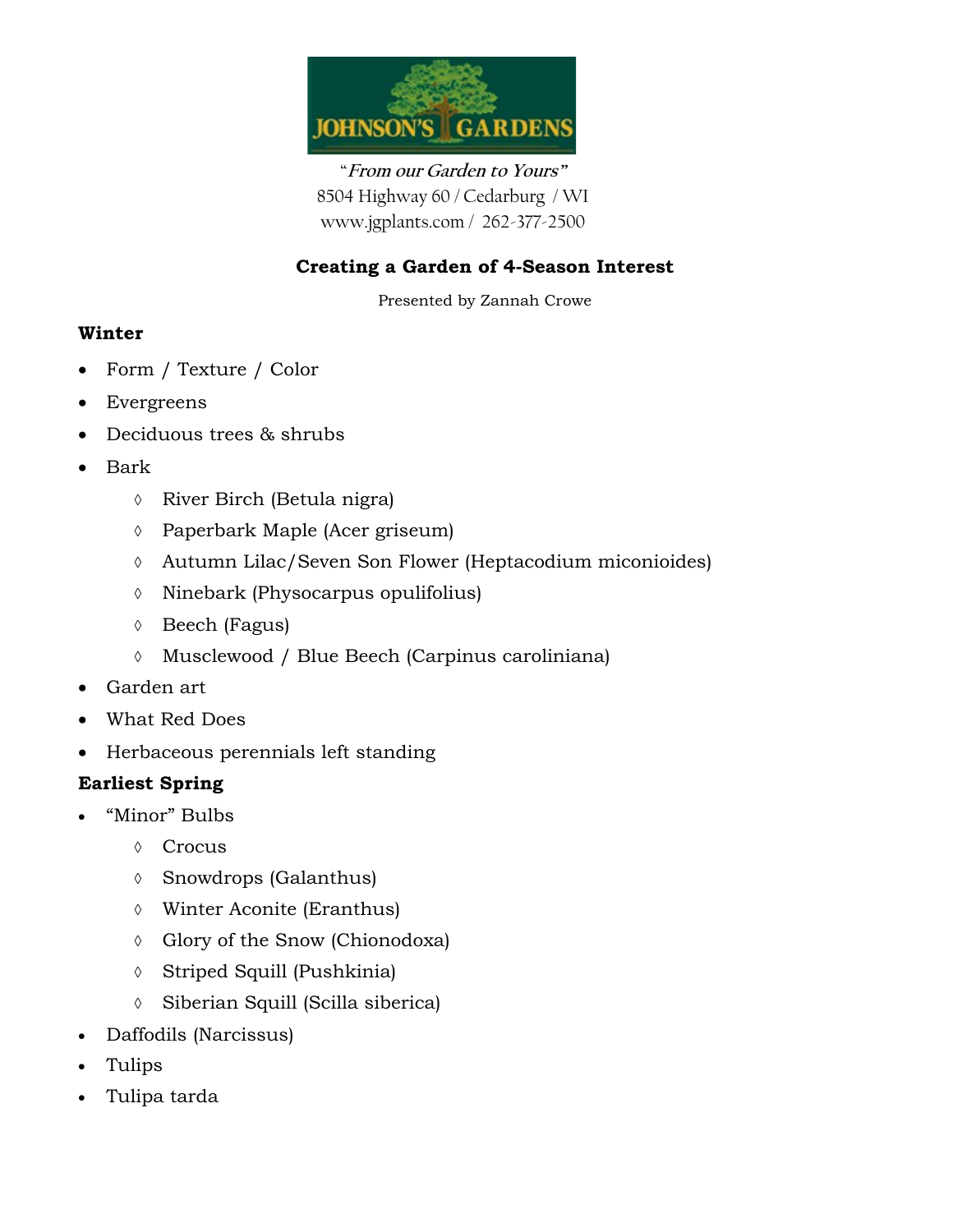JOHNSON'S GARDENS

"*From our Garden to Yours*"
8504 Highway 60 / Cedarburg / WI
www.jgplants.com / 262-377-2500

## Creating a Garden of 4-Season Interest

Presented by Zannah Crowe

### Winter

- Form / Texture / Color
- Evergreens
- Deciduous trees & shrubs
- Bark
  - River Birch (Betula nigra)
  - Paperbark Maple (Acer griseum)
  - Autumn Lilac/Seven Son Flower (Heptacodium miconioides)
  - Ninebark (Physocarpus opulifolius)
  - Beech (Fagus)
  - Musclewood / Blue Beech (Carpinus caroliniana)
- Garden art
- What Red Does
- Herbaceous perennials left standing

### Earliest Spring

- "Minor" Bulbs
  - Crocus
  - Snowdrops (Galanthus)
  - Winter Aconite (Eranthus)
  - Glory of the Snow (Chionodoxa)
  - Striped Squill (Pushkinia)
  - Siberian Squill (Scilla siberica)
- Daffodils (Narcissus)
- Tulips
- Tulipa tarda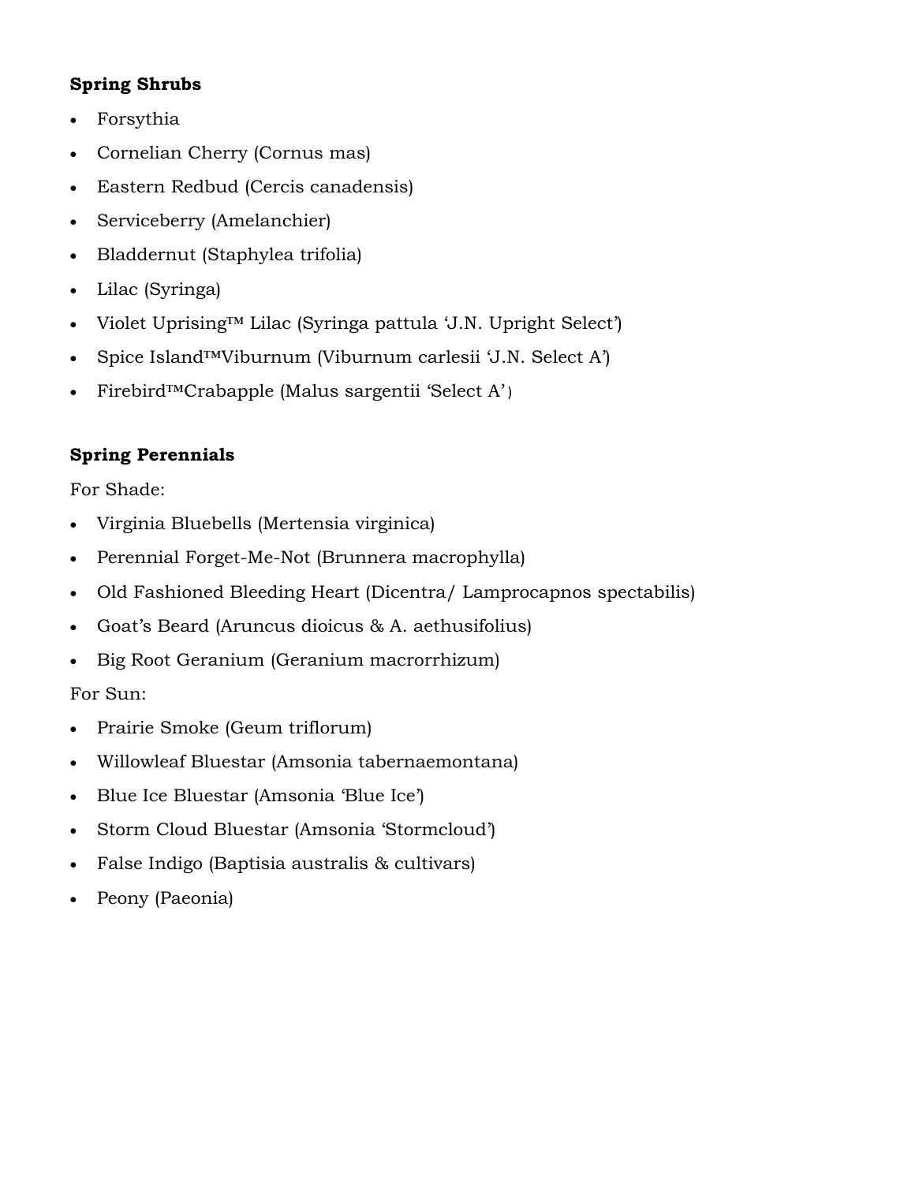**Spring Shrubs**

- Forsythia
- Cornelian Cherry (Cornus mas)
- Eastern Redbud (Cercis canadensis)
- Serviceberry (Amelanchier)
- Bladdernut (Staphylea trifolia)
- Lilac (Syringa)
- Violet Uprising™ Lilac (Syringa pattula 'J.N. Upright Select')
- Spice Island™Viburnum (Viburnum carlesii 'J.N. Select A')
- Firebird™Crabapple (Malus sargentii 'Select A')

**Spring Perennials**

For Shade:

- Virginia Bluebells (Mertensia virginica)
- Perennial Forget-Me-Not (Brunnera macrophylla)
- Old Fashioned Bleeding Heart (Dicentra/ Lamprocapnos spectabilis)
- Goat's Beard (Aruncus dioicus & A. aethusifolius)
- Big Root Geranium (Geranium macrorrhizum)

For Sun:

- Prairie Smoke (Geum triflorum)
- Willowleaf Bluestar (Amsonia tabernaemontana)
- Blue Ice Bluestar (Amsonia 'Blue Ice')
- Storm Cloud Bluestar (Amsonia 'Stormcloud')
- False Indigo (Baptisia australis & cultivars)
- Peony (Paeonia)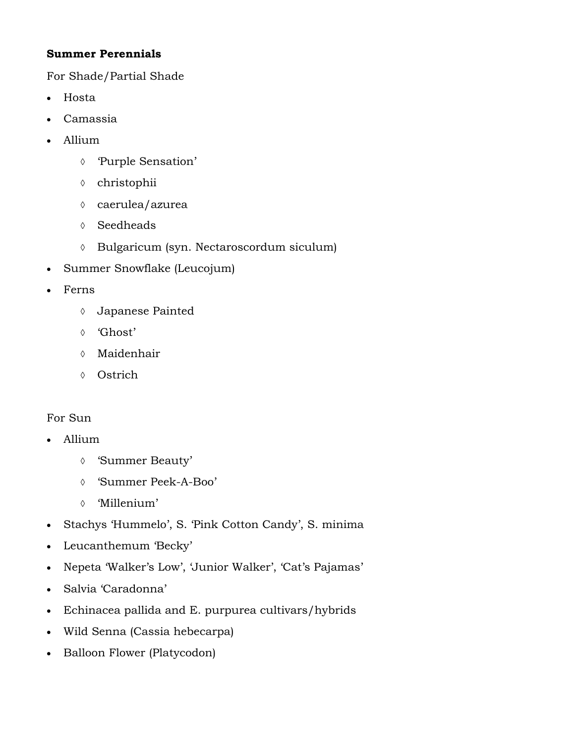**Summer Perennials**

For Shade/Partial Shade

- Hosta
- Camassia
- Allium
    - ◊ 'Purple Sensation'
    - ◊ christophii
    - ◊ caerulea/azurea
    - ◊ Seedheads
    - ◊ Bulgaricum (syn. Nectaroscordum siculum)
- Summer Snowflake (Leucojum)
- Ferns
    - ◊ Japanese Painted
    - ◊ 'Ghost'
    - ◊ Maidenhair
    - ◊ Ostrich

For Sun

- Allium
    - ◊ 'Summer Beauty'
    - ◊ 'Summer Peek-A-Boo'
    - ◊ 'Millenium'
- Stachys 'Hummelo', S. 'Pink Cotton Candy', S. minima
- Leucanthemum 'Becky'
- Nepeta 'Walker's Low', 'Junior Walker', 'Cat's Pajamas'
- Salvia 'Caradonna'
- Echinacea pallida and E. purpurea cultivars/hybrids
- Wild Senna (Cassia hebecarpa)
- Balloon Flower (Platycodon)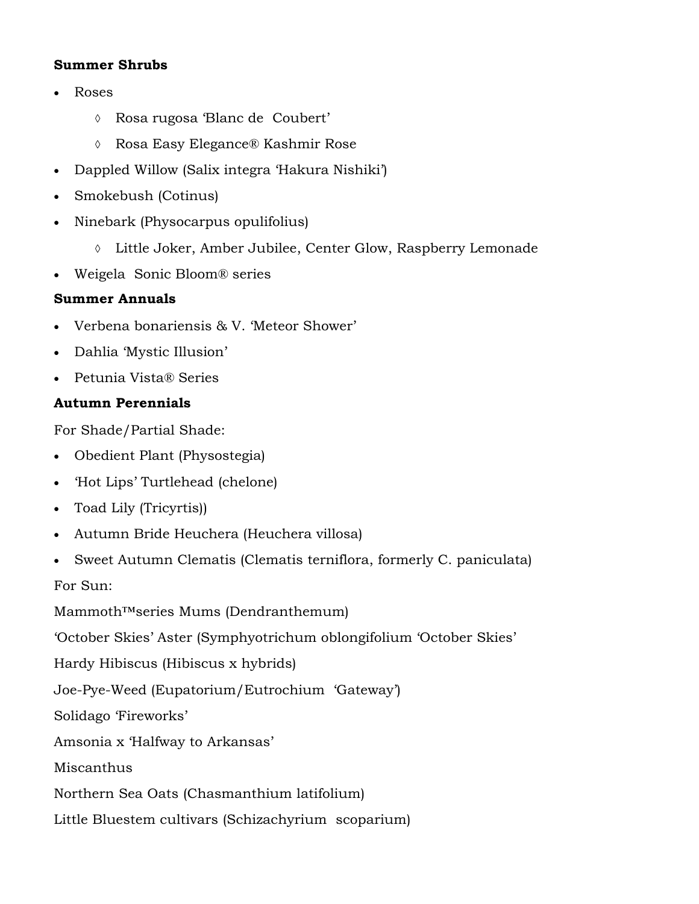**Summer Shrubs**

- Roses
    - ◊ Rosa rugosa 'Blanc de Coubert'
    - ◊ Rosa Easy Elegance® Kashmir Rose
- Dappled Willow (Salix integra 'Hakura Nishiki')
- Smokebush (Cotinus)
- Ninebark (Physocarpus opulifolius)
    - ◊ Little Joker, Amber Jubilee, Center Glow, Raspberry Lemonade
- Weigela Sonic Bloom® series

**Summer Annuals**

- Verbena bonariensis & V. 'Meteor Shower'
- Dahlia 'Mystic Illusion'
- Petunia Vista® Series

**Autumn Perennials**

For Shade/Partial Shade:

- Obedient Plant (Physostegia)
- 'Hot Lips' Turtlehead (chelone)
- Toad Lily (Tricyrtis))
- Autumn Bride Heuchera (Heuchera villosa)
- Sweet Autumn Clematis (Clematis terniflora, formerly C. paniculata)

For Sun:

Mammoth™series Mums (Dendranthemum)

'October Skies' Aster (Symphyotrichum oblongifolium 'October Skies'

Hardy Hibiscus (Hibiscus x hybrids)

Joe-Pye-Weed (Eupatorium/Eutrochium 'Gateway')

Solidago 'Fireworks'

Amsonia x 'Halfway to Arkansas'

Miscanthus

Northern Sea Oats (Chasmanthium latifolium)

Little Bluestem cultivars (Schizachyrium scoparium)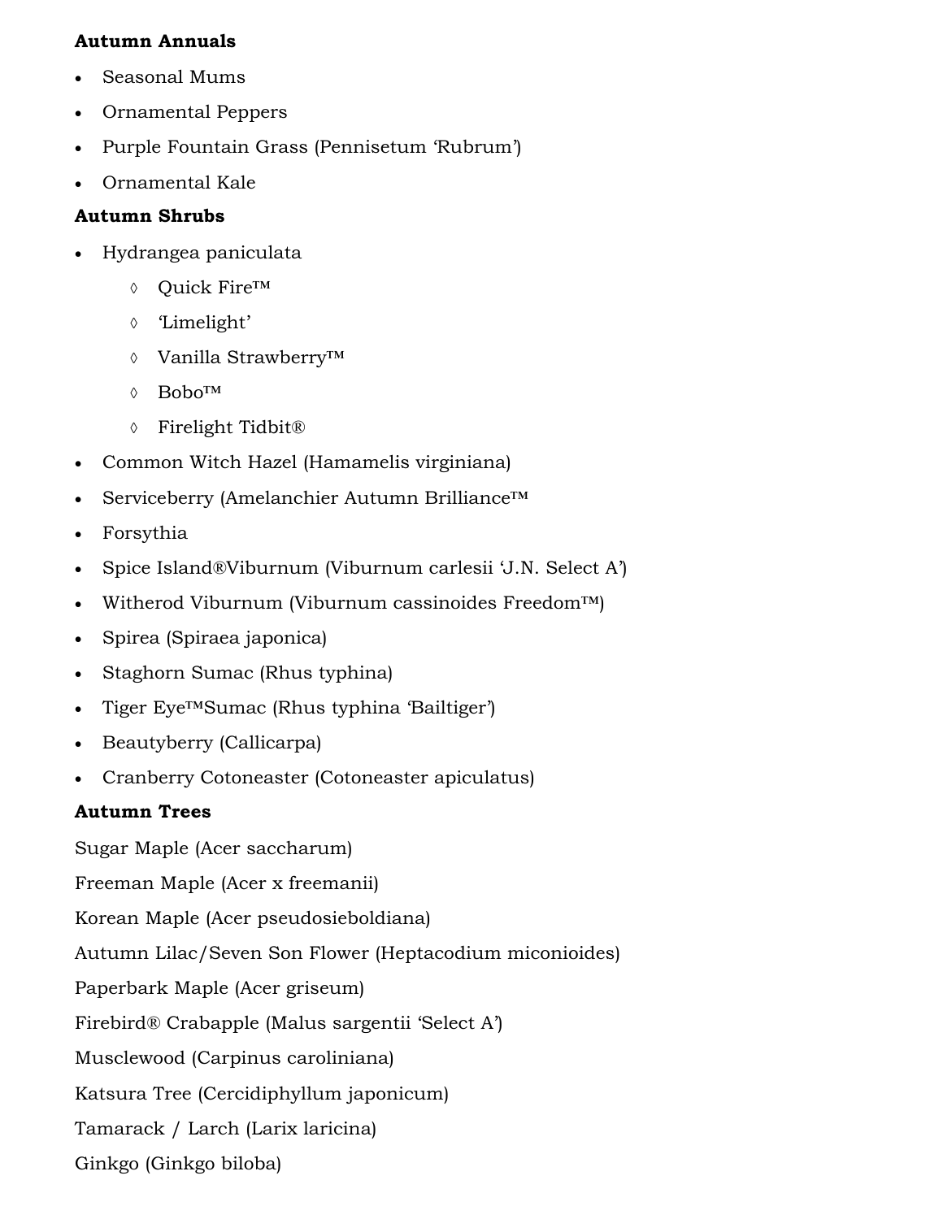**Autumn Annuals**

- Seasonal Mums
- Ornamental Peppers
- Purple Fountain Grass (Pennisetum 'Rubrum')
- Ornamental Kale

**Autumn Shrubs**

- Hydrangea paniculata
    - ◊ Quick Fire™
    - ◊ 'Limelight'
    - ◊ Vanilla Strawberry™
    - ◊ Bobo™
    - ◊ Firelight Tidbit®
- Common Witch Hazel (Hamamelis virginiana)
- Serviceberry (Amelanchier Autumn Brilliance™
- Forsythia
- Spice Island®Viburnum (Viburnum carlesii 'J.N. Select A')
- Witherod Viburnum (Viburnum cassinoides Freedom™)
- Spirea (Spiraea japonica)
- Staghorn Sumac (Rhus typhina)
- Tiger Eye™Sumac (Rhus typhina 'Bailtiger')
- Beautyberry (Callicarpa)
- Cranberry Cotoneaster (Cotoneaster apiculatus)

**Autumn Trees**

Sugar Maple (Acer saccharum)

Freeman Maple (Acer x freemanii)

Korean Maple (Acer pseudosieboldiana)

Autumn Lilac/Seven Son Flower (Heptacodium miconioides)

Paperbark Maple (Acer griseum)

Firebird® Crabapple (Malus sargentii 'Select A')

Musclewood (Carpinus caroliniana)

Katsura Tree (Cercidiphyllum japonicum)

Tamarack / Larch (Larix laricina)

Ginkgo (Ginkgo biloba)